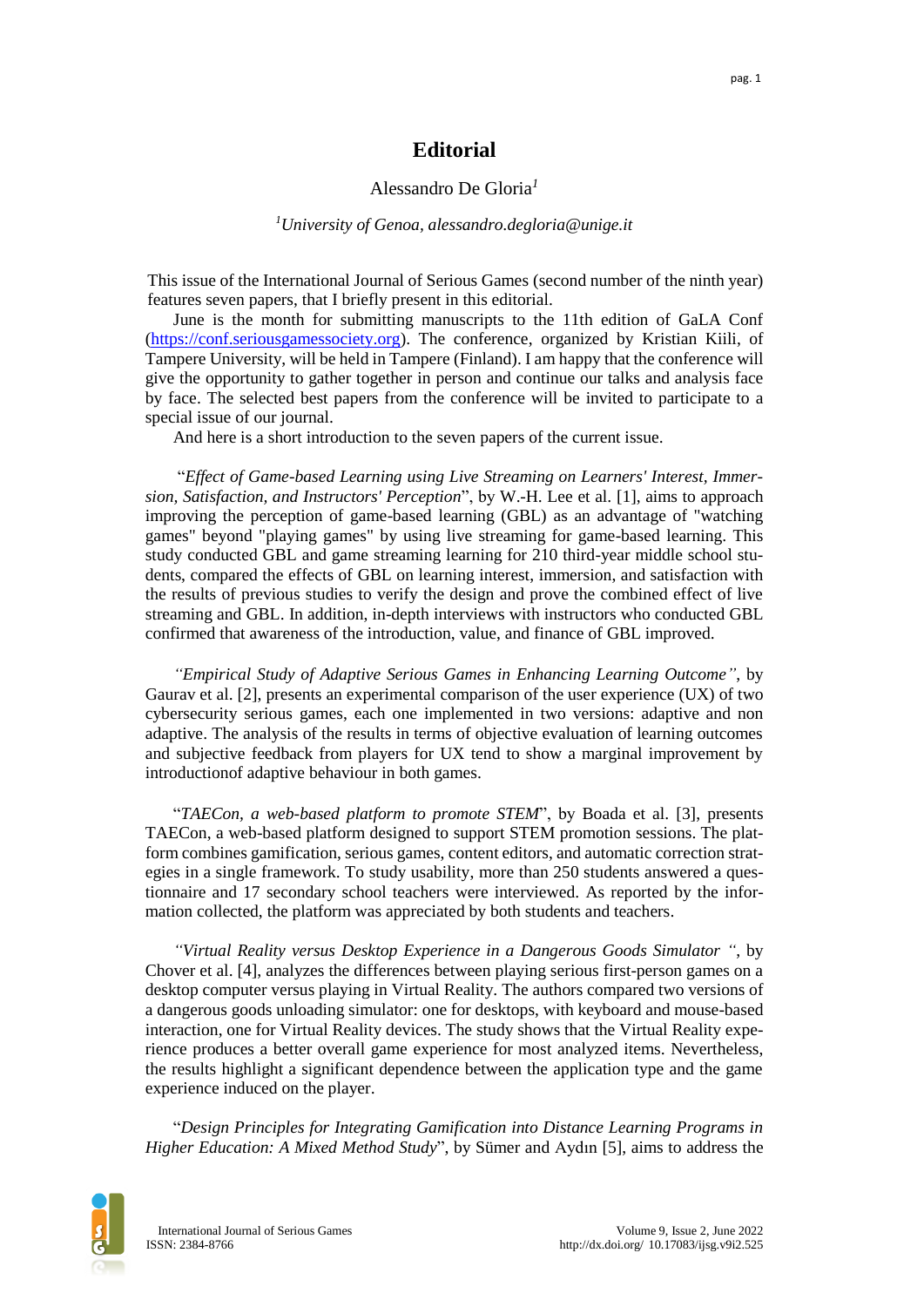# Editorial

Alessandro De Gloria[1]

[1]*University of Genoa, alessandro.degloria@unige.it*

This issue of the International Journal of Serious Games (second number of the ninth year) features seven papers, that I briefly present in this editorial.

June is the month for submitting manuscripts to the 11th edition of GaLA Conf (https://conf.seriousgamessociety.org). The conference, organized by Kristian Kiili, of Tampere University, will be held in Tampere (Finland). I am happy that the conference will give the opportunity to gather together in person and continue our talks and analysis face by face. The selected best papers from the conference will be invited to participate to a special issue of our journal.

And here is a short introduction to the seven papers of the current issue.

"*Effect of Game-based Learning using Live Streaming on Learners' Interest, Immersion, Satisfaction, and Instructors' Perception*", by W.-H. Lee et al. [1], aims to approach improving the perception of game-based learning (GBL) as an advantage of "watching games" beyond "playing games" by using live streaming for game-based learning. This study conducted GBL and game streaming learning for 210 third-year middle school students, compared the effects of GBL on learning interest, immersion, and satisfaction with the results of previous studies to verify the design and prove the combined effect of live streaming and GBL. In addition, in-depth interviews with instructors who conducted GBL confirmed that awareness of the introduction, value, and finance of GBL improved.

*"Empirical Study of Adaptive Serious Games in Enhancing Learning Outcome"*, by Gaurav et al. [2], presents an experimental comparison of the user experience (UX) of two cybersecurity serious games, each one implemented in two versions: adaptive and non adaptive. The analysis of the results in terms of objective evaluation of learning outcomes and subjective feedback from players for UX tend to show a marginal improvement by introductionof adaptive behaviour in both games.

"*TAECon, a web-based platform to promote STEM*", by Boada et al. [3], presents TAECon, a web-based platform designed to support STEM promotion sessions. The platform combines gamification, serious games, content editors, and automatic correction strategies in a single framework. To study usability, more than 250 students answered a questionnaire and 17 secondary school teachers were interviewed. As reported by the information collected, the platform was appreciated by both students and teachers.

*"Virtual Reality versus Desktop Experience in a Dangerous Goods Simulator "*, by Chover et al. [4], analyzes the differences between playing serious first-person games on a desktop computer versus playing in Virtual Reality. The authors compared two versions of a dangerous goods unloading simulator: one for desktops, with keyboard and mouse-based interaction, one for Virtual Reality devices. The study shows that the Virtual Reality experience produces a better overall game experience for most analyzed items. Nevertheless, the results highlight a significant dependence between the application type and the game experience induced on the player.

"*Design Principles for Integrating Gamification into Distance Learning Programs in Higher Education: A Mixed Method Study*", by Sümer and Aydın [5], aims to address the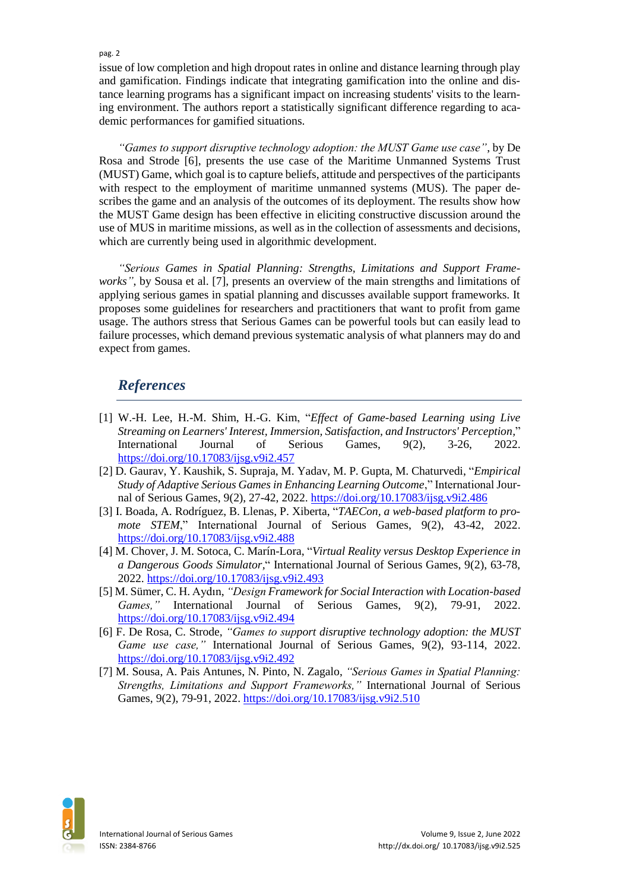issue of low completion and high dropout rates in online and distance learning through play and gamification. Findings indicate that integrating gamification into the online and distance learning programs has a significant impact on increasing students' visits to the learning environment. The authors report a statistically significant difference regarding to academic performances for gamified situations.

*"Games to support disruptive technology adoption: the MUST Game use case"*, by De Rosa and Strode [6], presents the use case of the Maritime Unmanned Systems Trust (MUST) Game, which goal is to capture beliefs, attitude and perspectives of the participants with respect to the employment of maritime unmanned systems (MUS). The paper describes the game and an analysis of the outcomes of its deployment. The results show how the MUST Game design has been effective in eliciting constructive discussion around the use of MUS in maritime missions, as well as in the collection of assessments and decisions, which are currently being used in algorithmic development.

*"Serious Games in Spatial Planning: Strengths, Limitations and Support Frameworks"*, by Sousa et al. [7], presents an overview of the main strengths and limitations of applying serious games in spatial planning and discusses available support frameworks. It proposes some guidelines for researchers and practitioners that want to profit from game usage. The authors stress that Serious Games can be powerful tools but can easily lead to failure processes, which demand previous systematic analysis of what planners may do and expect from games.

## References

[1] W.-H. Lee, H.-M. Shim, H.-G. Kim, "*Effect of Game-based Learning using Live Streaming on Learners' Interest, Immersion, Satisfaction, and Instructors' Perception*," International Journal of Serious Games, 9(2), 3-26, 2022. https://doi.org/10.17083/ijsg.v9i2.457

[2] D. Gaurav, Y. Kaushik, S. Supraja, M. Yadav, M. P. Gupta, M. Chaturvedi, "*Empirical Study of Adaptive Serious Games in Enhancing Learning Outcome*," International Journal of Serious Games, 9(2), 27-42, 2022. https://doi.org/10.17083/ijsg.v9i2.486

[3] I. Boada, A. Rodríguez, B. Llenas, P. Xiberta, "*TAECon, a web-based platform to promote STEM*," International Journal of Serious Games, 9(2), 43-42, 2022. https://doi.org/10.17083/ijsg.v9i2.488

[4] M. Chover, J. M. Sotoca, C. Marín-Lora, "*Virtual Reality versus Desktop Experience in a Dangerous Goods Simulator*," International Journal of Serious Games, 9(2), 63-78, 2022. https://doi.org/10.17083/ijsg.v9i2.493

[5] M. Sümer, C. H. Aydın, *"Design Framework for Social Interaction with Location-based Games,"* International Journal of Serious Games, 9(2), 79-91, 2022. https://doi.org/10.17083/ijsg.v9i2.494

[6] F. De Rosa, C. Strode, *"Games to support disruptive technology adoption: the MUST Game use case,"* International Journal of Serious Games, 9(2), 93-114, 2022. https://doi.org/10.17083/ijsg.v9i2.492

[7] M. Sousa, A. Pais Antunes, N. Pinto, N. Zagalo, *"Serious Games in Spatial Planning: Strengths, Limitations and Support Frameworks,"* International Journal of Serious Games, 9(2), 79-91, 2022. https://doi.org/10.17083/ijsg.v9i2.510